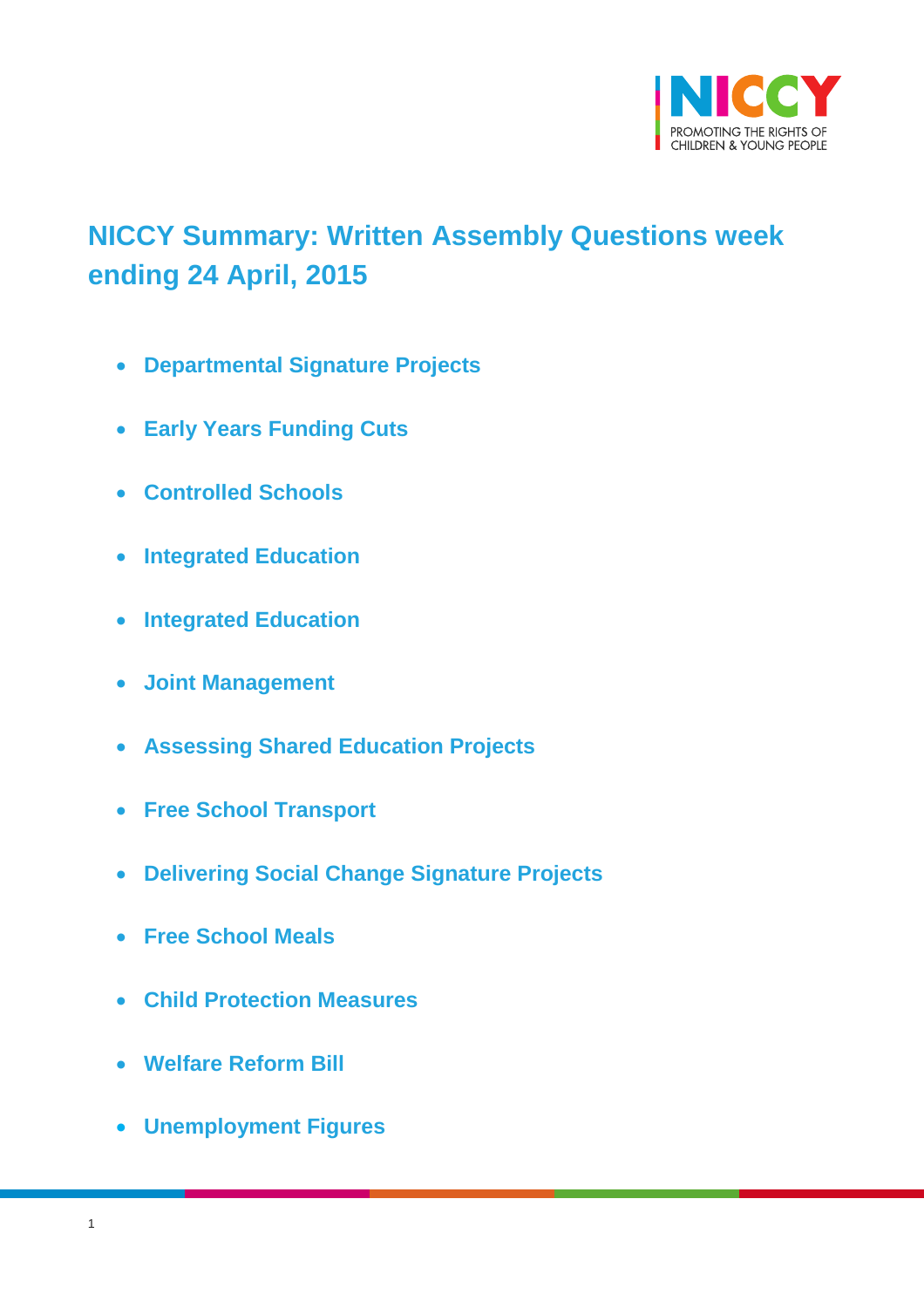# NICCY Summary: Written Assembly Questions week ending 24 April, 2015

- **Departmental Signature Projects**
- **Early Years Funding Cuts**
- **Controlled Schools**
- **Integrated Education**
- **Integrated Education**
- **Joint Management**
- **Assessing Shared Education Projects**
- **Free School Transport**
- **Delivering Social Change Signature Projects**
- **Free School Meals**
- **Child Protection Measures**
- **Welfare Reform Bill**
- **Unemployment Figures**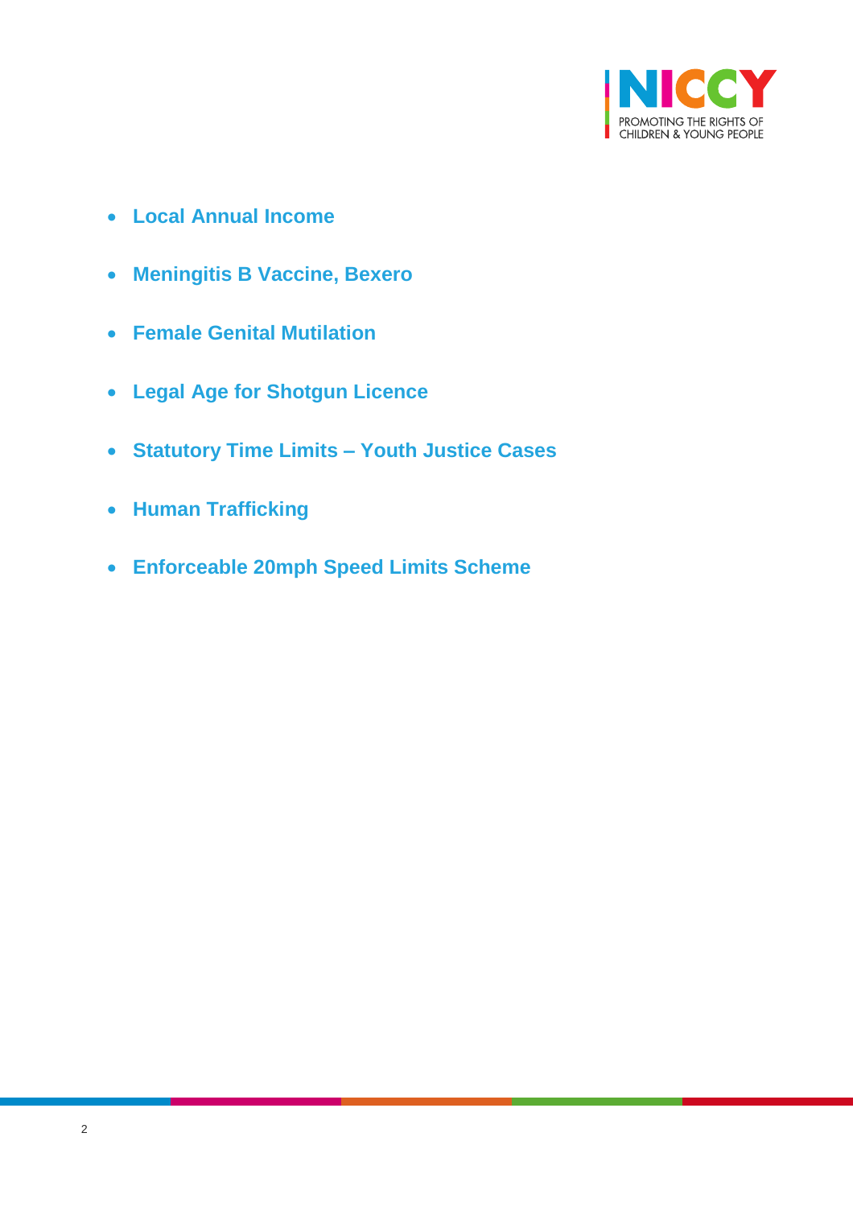- **Local Annual Income**
- **Meningitis B Vaccine, Bexero**
- **Female Genital Mutilation**
- **Legal Age for Shotgun Licence**
- **Statutory Time Limits – Youth Justice Cases**
- **Human Trafficking**
- **Enforceable 20mph Speed Limits Scheme**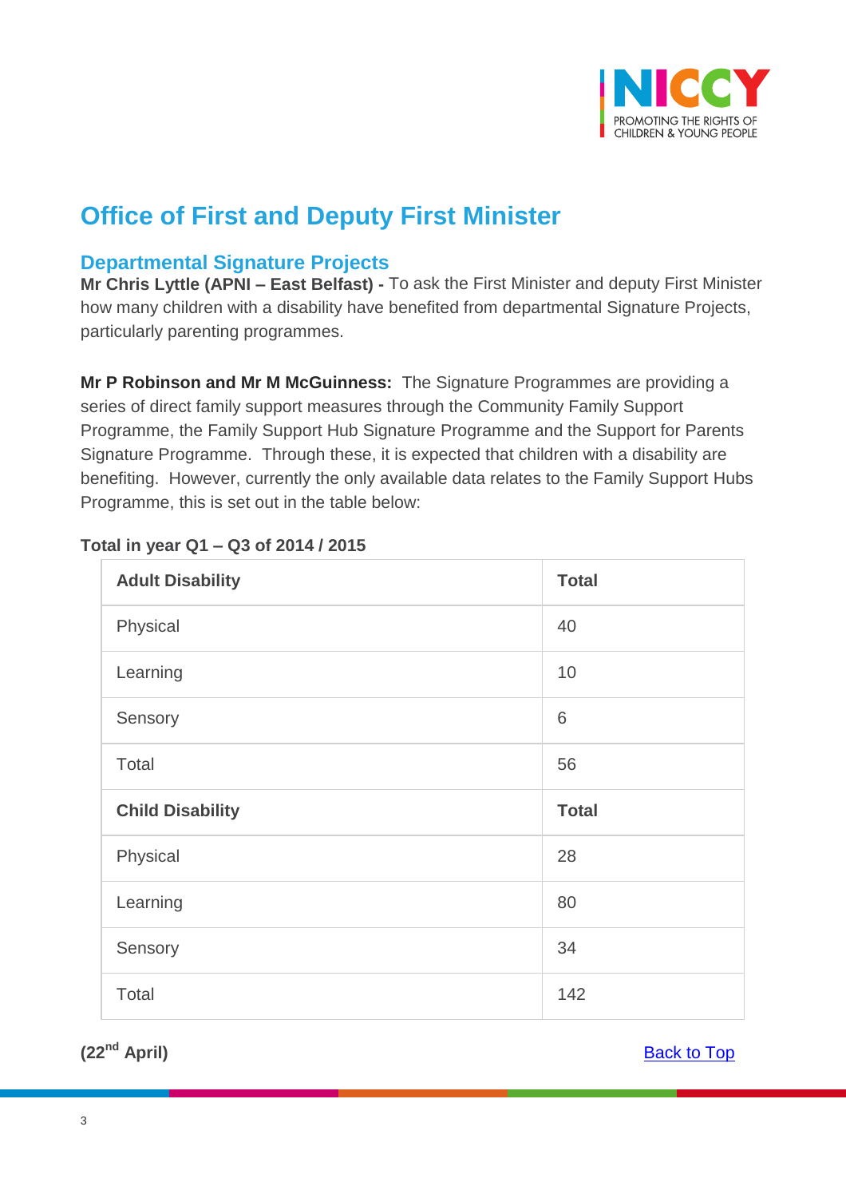# Office of First and Deputy First Minister

## Departmental Signature Projects

**Mr Chris Lyttle (APNI – East Belfast) -** To ask the First Minister and deputy First Minister how many children with a disability have benefited from departmental Signature Projects, particularly parenting programmes.

**Mr P Robinson and Mr M McGuinness:** The Signature Programmes are providing a series of direct family support measures through the Community Family Support Programme, the Family Support Hub Signature Programme and the Support for Parents Signature Programme. Through these, it is expected that children with a disability are benefiting. However, currently the only available data relates to the Family Support Hubs Programme, this is set out in the table below:

**Total in year Q1 – Q3 of 2014 / 2015**

| **Adult Disability** | **Total** |
|---|---|
| Physical | 40 |
| Learning | 10 |
| Sensory | 6 |
| Total | 56 |
| **Child Disability** | **Total** |
| Physical | 28 |
| Learning | 80 |
| Sensory | 34 |
| Total | 142 |

**(22nd April)**

Back to Top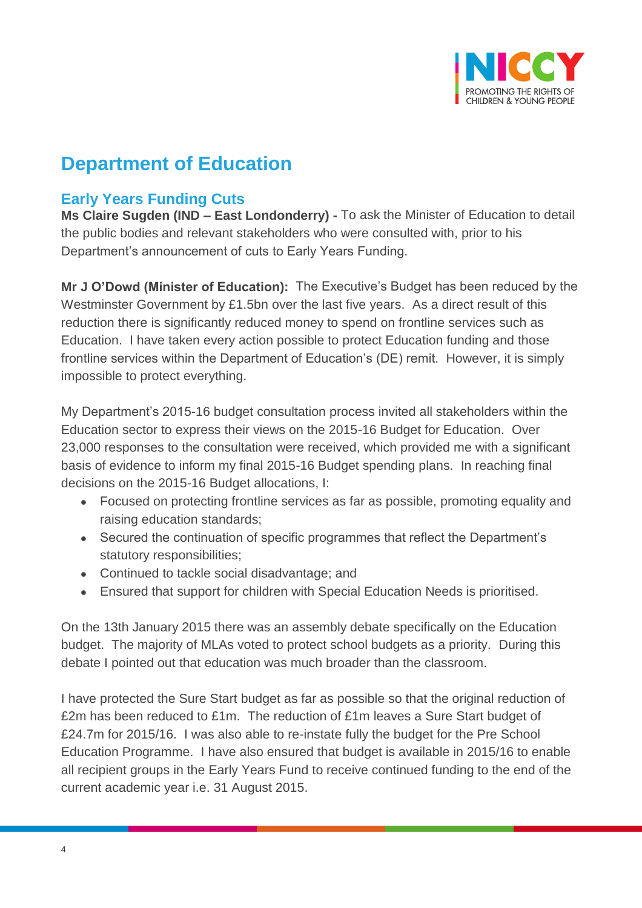# Department of Education

## Early Years Funding Cuts

**Ms Claire Sugden (IND – East Londonderry) -** To ask the Minister of Education to detail the public bodies and relevant stakeholders who were consulted with, prior to his Department's announcement of cuts to Early Years Funding.

**Mr J O'Dowd (Minister of Education):** The Executive's Budget has been reduced by the Westminster Government by £1.5bn over the last five years. As a direct result of this reduction there is significantly reduced money to spend on frontline services such as Education. I have taken every action possible to protect Education funding and those frontline services within the Department of Education's (DE) remit. However, it is simply impossible to protect everything.

My Department's 2015-16 budget consultation process invited all stakeholders within the Education sector to express their views on the 2015-16 Budget for Education. Over 23,000 responses to the consultation were received, which provided me with a significant basis of evidence to inform my final 2015-16 Budget spending plans. In reaching final decisions on the 2015-16 Budget allocations, I:

- Focused on protecting frontline services as far as possible, promoting equality and raising education standards;
- Secured the continuation of specific programmes that reflect the Department's statutory responsibilities;
- Continued to tackle social disadvantage; and
- Ensured that support for children with Special Education Needs is prioritised.

On the 13th January 2015 there was an assembly debate specifically on the Education budget. The majority of MLAs voted to protect school budgets as a priority. During this debate I pointed out that education was much broader than the classroom.

I have protected the Sure Start budget as far as possible so that the original reduction of £2m has been reduced to £1m. The reduction of £1m leaves a Sure Start budget of £24.7m for 2015/16. I was also able to re-instate fully the budget for the Pre School Education Programme. I have also ensured that budget is available in 2015/16 to enable all recipient groups in the Early Years Fund to receive continued funding to the end of the current academic year i.e. 31 August 2015.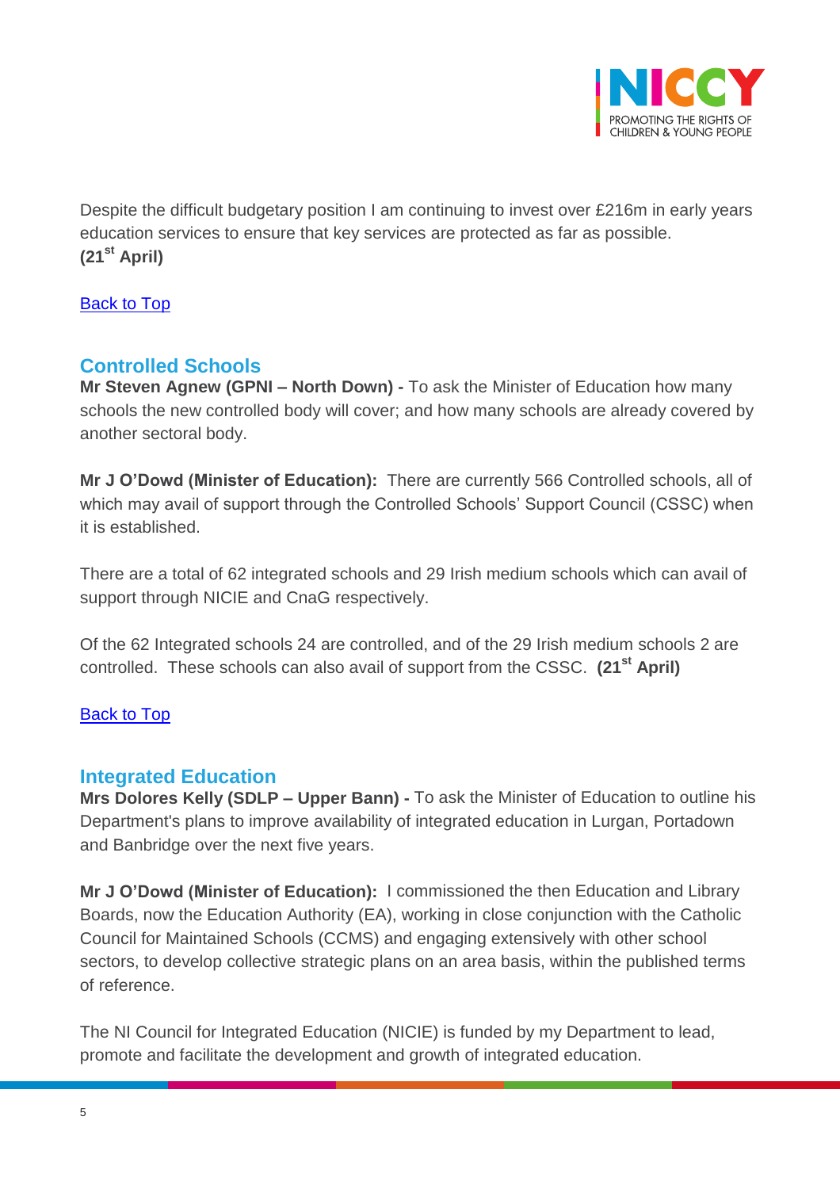Despite the difficult budgetary position I am continuing to invest over £216m in early years education services to ensure that key services are protected as far as possible.
**(21st April)**

Back to Top

## Controlled Schools

**Mr Steven Agnew (GPNI – North Down) -** To ask the Minister of Education how many schools the new controlled body will cover; and how many schools are already covered by another sectoral body.

**Mr J O'Dowd (Minister of Education):** There are currently 566 Controlled schools, all of which may avail of support through the Controlled Schools' Support Council (CSSC) when it is established.

There are a total of 62 integrated schools and 29 Irish medium schools which can avail of support through NICIE and CnaG respectively.

Of the 62 Integrated schools 24 are controlled, and of the 29 Irish medium schools 2 are controlled. These schools can also avail of support from the CSSC. **(21st April)**

Back to Top

## Integrated Education

**Mrs Dolores Kelly (SDLP – Upper Bann) -** To ask the Minister of Education to outline his Department's plans to improve availability of integrated education in Lurgan, Portadown and Banbridge over the next five years.

**Mr J O'Dowd (Minister of Education):** I commissioned the then Education and Library Boards, now the Education Authority (EA), working in close conjunction with the Catholic Council for Maintained Schools (CCMS) and engaging extensively with other school sectors, to develop collective strategic plans on an area basis, within the published terms of reference.

The NI Council for Integrated Education (NICIE) is funded by my Department to lead, promote and facilitate the development and growth of integrated education.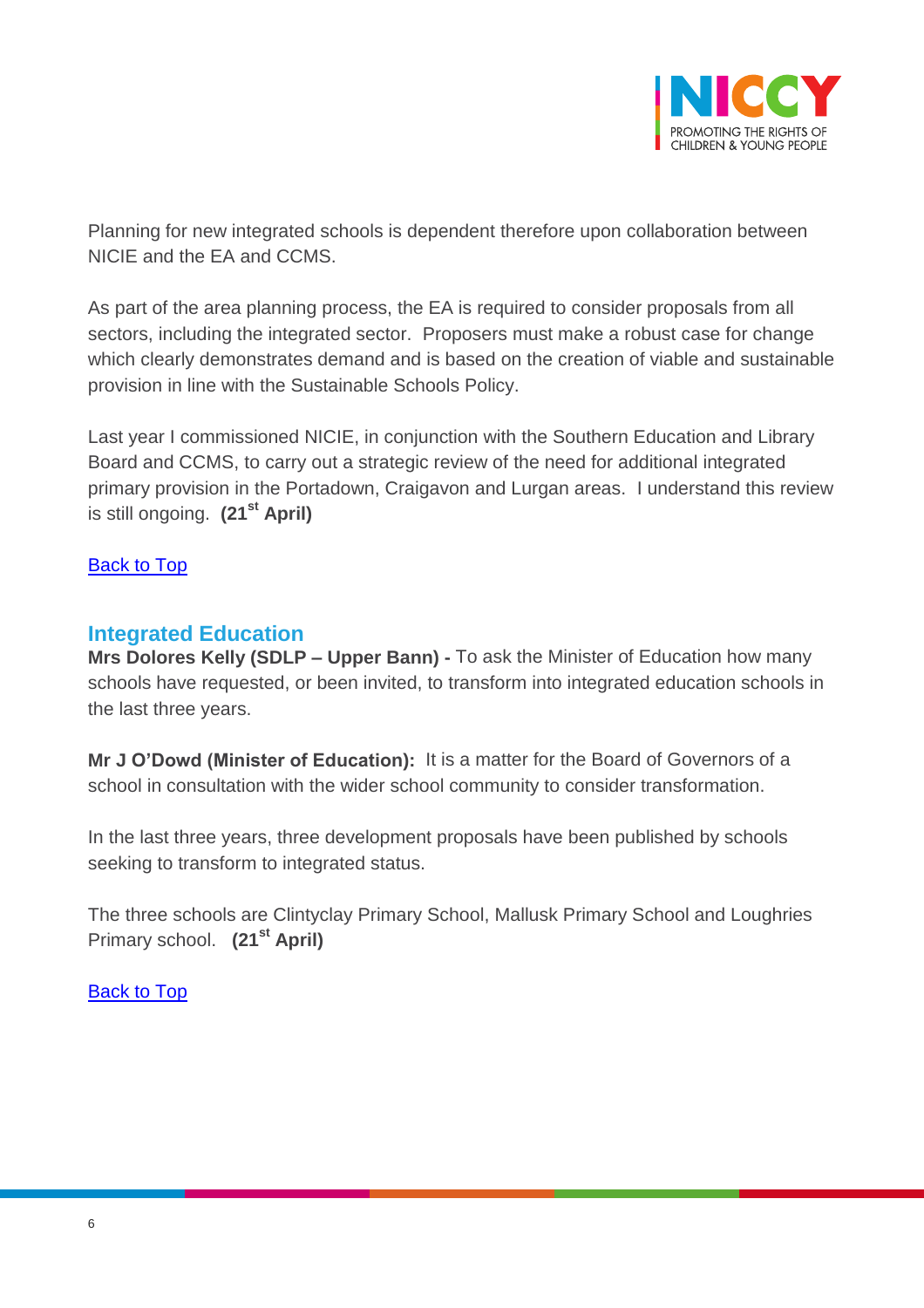Planning for new integrated schools is dependent therefore upon collaboration between NICIE and the EA and CCMS.

As part of the area planning process, the EA is required to consider proposals from all sectors, including the integrated sector. Proposers must make a robust case for change which clearly demonstrates demand and is based on the creation of viable and sustainable provision in line with the Sustainable Schools Policy.

Last year I commissioned NICIE, in conjunction with the Southern Education and Library Board and CCMS, to carry out a strategic review of the need for additional integrated primary provision in the Portadown, Craigavon and Lurgan areas. I understand this review is still ongoing. **(21st April)**

Back to Top

## Integrated Education

**Mrs Dolores Kelly (SDLP – Upper Bann) -** To ask the Minister of Education how many schools have requested, or been invited, to transform into integrated education schools in the last three years.

**Mr J O'Dowd (Minister of Education):** It is a matter for the Board of Governors of a school in consultation with the wider school community to consider transformation.

In the last three years, three development proposals have been published by schools seeking to transform to integrated status.

The three schools are Clintyclay Primary School, Mallusk Primary School and Loughries Primary school. **(21st April)**

Back to Top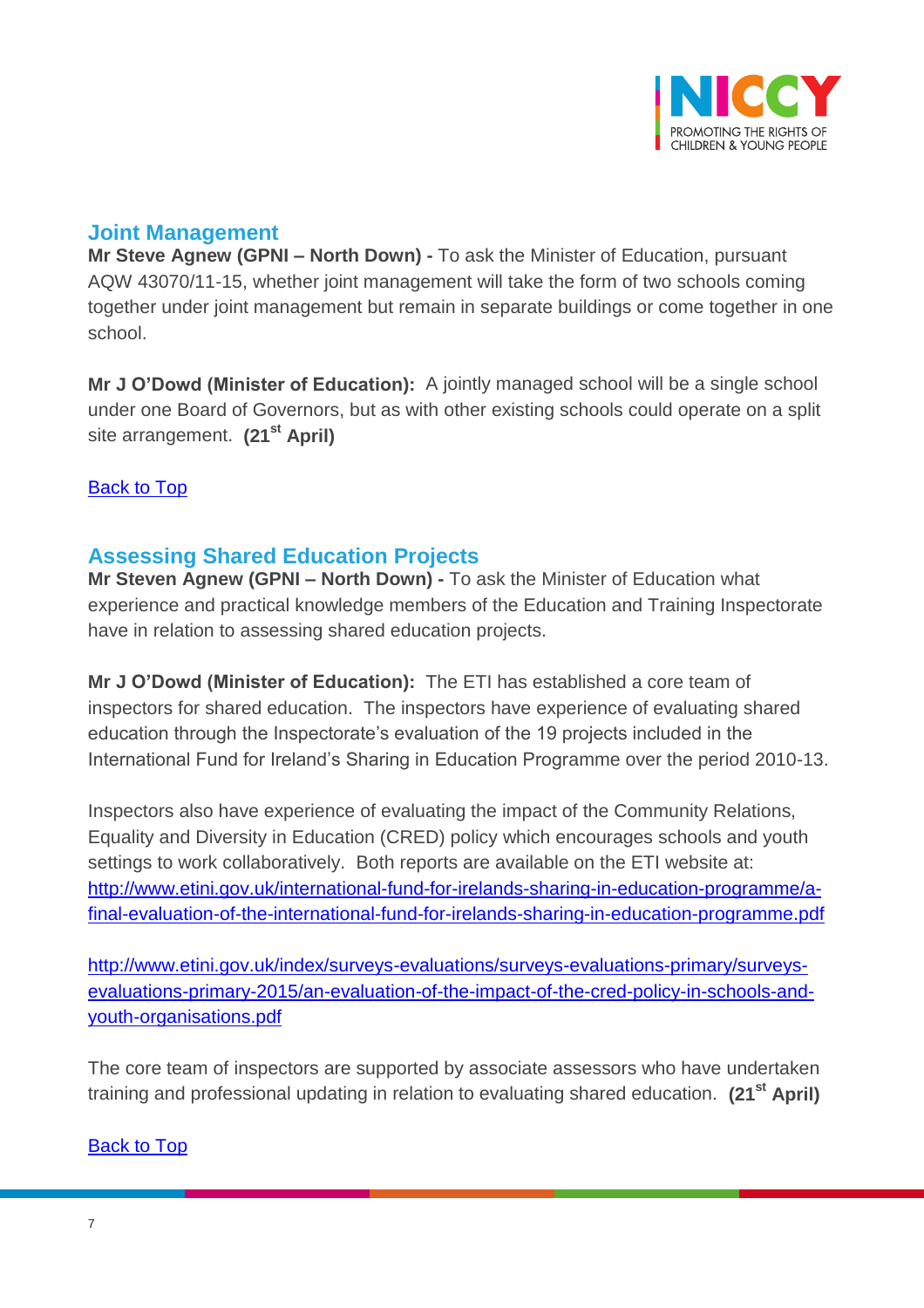## Joint Management

**Mr Steve Agnew (GPNI – North Down) -** To ask the Minister of Education, pursuant AQW 43070/11-15, whether joint management will take the form of two schools coming together under joint management but remain in separate buildings or come together in one school.

**Mr J O'Dowd (Minister of Education):** A jointly managed school will be a single school under one Board of Governors, but as with other existing schools could operate on a split site arrangement. **(21st April)**

[Back to Top]

## Assessing Shared Education Projects

**Mr Steven Agnew (GPNI – North Down) -** To ask the Minister of Education what experience and practical knowledge members of the Education and Training Inspectorate have in relation to assessing shared education projects.

**Mr J O'Dowd (Minister of Education):** The ETI has established a core team of inspectors for shared education. The inspectors have experience of evaluating shared education through the Inspectorate's evaluation of the 19 projects included in the International Fund for Ireland's Sharing in Education Programme over the period 2010-13.

Inspectors also have experience of evaluating the impact of the Community Relations, Equality and Diversity in Education (CRED) policy which encourages schools and youth settings to work collaboratively. Both reports are available on the ETI website at: http://www.etini.gov.uk/international-fund-for-irelands-sharing-in-education-programme/a-final-evaluation-of-the-international-fund-for-irelands-sharing-in-education-programme.pdf

http://www.etini.gov.uk/index/surveys-evaluations/surveys-evaluations-primary/surveys-evaluations-primary-2015/an-evaluation-of-the-impact-of-the-cred-policy-in-schools-and-youth-organisations.pdf

The core team of inspectors are supported by associate assessors who have undertaken training and professional updating in relation to evaluating shared education. **(21st April)**

[Back to Top]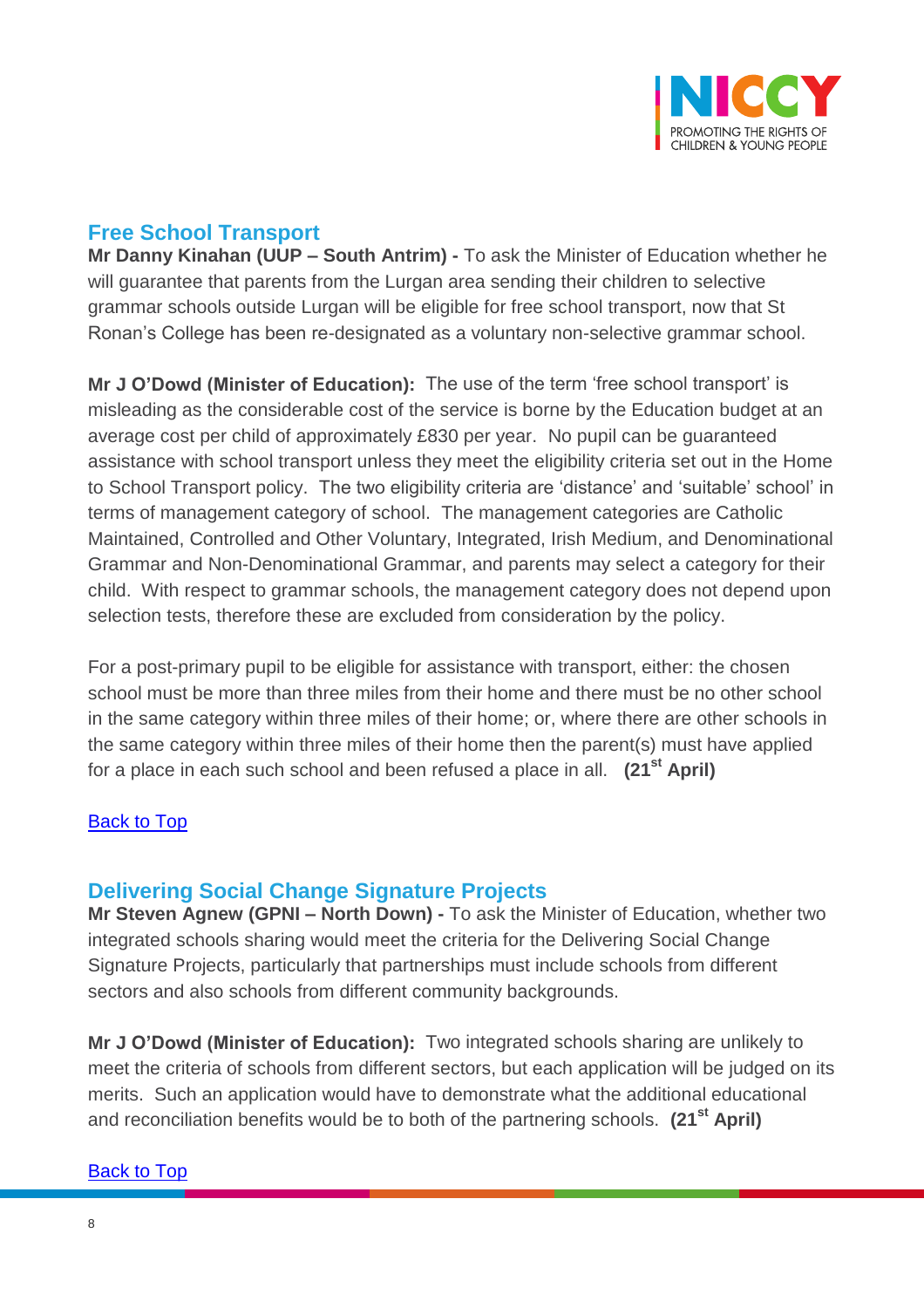## Free School Transport

**Mr Danny Kinahan (UUP – South Antrim) -** To ask the Minister of Education whether he will guarantee that parents from the Lurgan area sending their children to selective grammar schools outside Lurgan will be eligible for free school transport, now that St Ronan's College has been re-designated as a voluntary non-selective grammar school.

**Mr J O'Dowd (Minister of Education):** The use of the term 'free school transport' is misleading as the considerable cost of the service is borne by the Education budget at an average cost per child of approximately £830 per year. No pupil can be guaranteed assistance with school transport unless they meet the eligibility criteria set out in the Home to School Transport policy. The two eligibility criteria are 'distance' and 'suitable' school' in terms of management category of school. The management categories are Catholic Maintained, Controlled and Other Voluntary, Integrated, Irish Medium, and Denominational Grammar and Non-Denominational Grammar, and parents may select a category for their child. With respect to grammar schools, the management category does not depend upon selection tests, therefore these are excluded from consideration by the policy.

For a post-primary pupil to be eligible for assistance with transport, either: the chosen school must be more than three miles from their home and there must be no other school in the same category within three miles of their home; or, where there are other schools in the same category within three miles of their home then the parent(s) must have applied for a place in each such school and been refused a place in all. **(21st April)**

Back to Top

## Delivering Social Change Signature Projects

**Mr Steven Agnew (GPNI – North Down) -** To ask the Minister of Education, whether two integrated schools sharing would meet the criteria for the Delivering Social Change Signature Projects, particularly that partnerships must include schools from different sectors and also schools from different community backgrounds.

**Mr J O'Dowd (Minister of Education):** Two integrated schools sharing are unlikely to meet the criteria of schools from different sectors, but each application will be judged on its merits. Such an application would have to demonstrate what the additional educational and reconciliation benefits would be to both of the partnering schools. **(21st April)**

Back to Top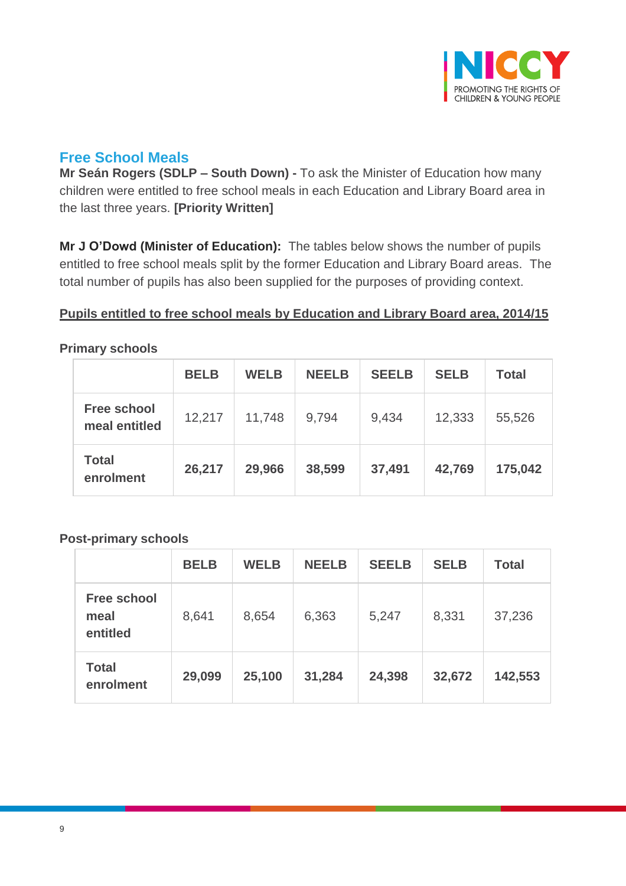## Free School Meals

**Mr Seán Rogers (SDLP – South Down) -** To ask the Minister of Education how many children were entitled to free school meals in each Education and Library Board area in the last three years. **[Priority Written]**

**Mr J O'Dowd (Minister of Education):** The tables below shows the number of pupils entitled to free school meals split by the former Education and Library Board areas. The total number of pupils has also been supplied for the purposes of providing context.

**Pupils entitled to free school meals by Education and Library Board area, 2014/15**

**Primary schools**

| | BELB | WELB | NEELB | SEELB | SELB | Total |
|---|---|---|---|---|---|---|
| **Free school meal entitled** | 12,217 | 11,748 | 9,794 | 9,434 | 12,333 | 55,526 |
| **Total enrolment** | **26,217** | **29,966** | **38,599** | **37,491** | **42,769** | **175,042** |

**Post-primary schools**

| | BELB | WELB | NEELB | SEELB | SELB | Total |
|---|---|---|---|---|---|---|
| **Free school meal entitled** | 8,641 | 8,654 | 6,363 | 5,247 | 8,331 | 37,236 |
| **Total enrolment** | **29,099** | **25,100** | **31,284** | **24,398** | **32,672** | **142,553** |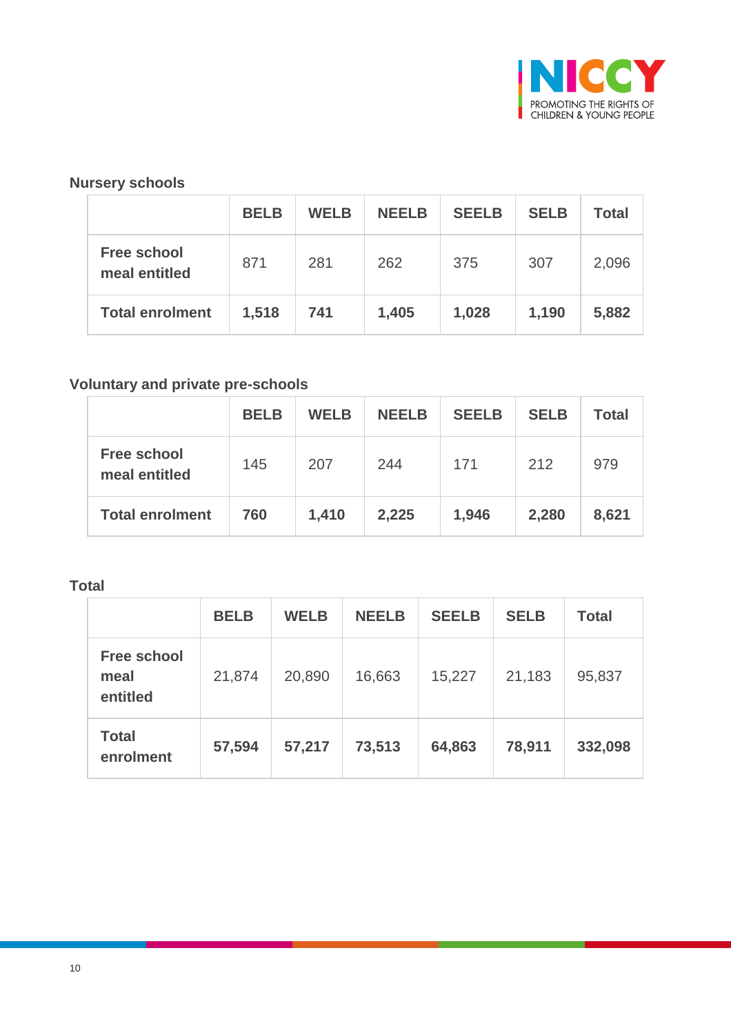### Nursery schools

| | BELB | WELB | NEELB | SEELB | SELB | Total |
|---|---|---|---|---|---|---|
| **Free school meal entitled** | 871 | 281 | 262 | 375 | 307 | 2,096 |
| **Total enrolment** | **1,518** | **741** | **1,405** | **1,028** | **1,190** | **5,882** |

### Voluntary and private pre-schools

| | BELB | WELB | NEELB | SEELB | SELB | Total |
|---|---|---|---|---|---|---|
| **Free school meal entitled** | 145 | 207 | 244 | 171 | 212 | 979 |
| **Total enrolment** | **760** | **1,410** | **2,225** | **1,946** | **2,280** | **8,621** |

### Total

| | BELB | WELB | NEELB | SEELB | SELB | Total |
|---|---|---|---|---|---|---|
| **Free school meal entitled** | 21,874 | 20,890 | 16,663 | 15,227 | 21,183 | 95,837 |
| **Total enrolment** | **57,594** | **57,217** | **73,513** | **64,863** | **78,911** | **332,098** |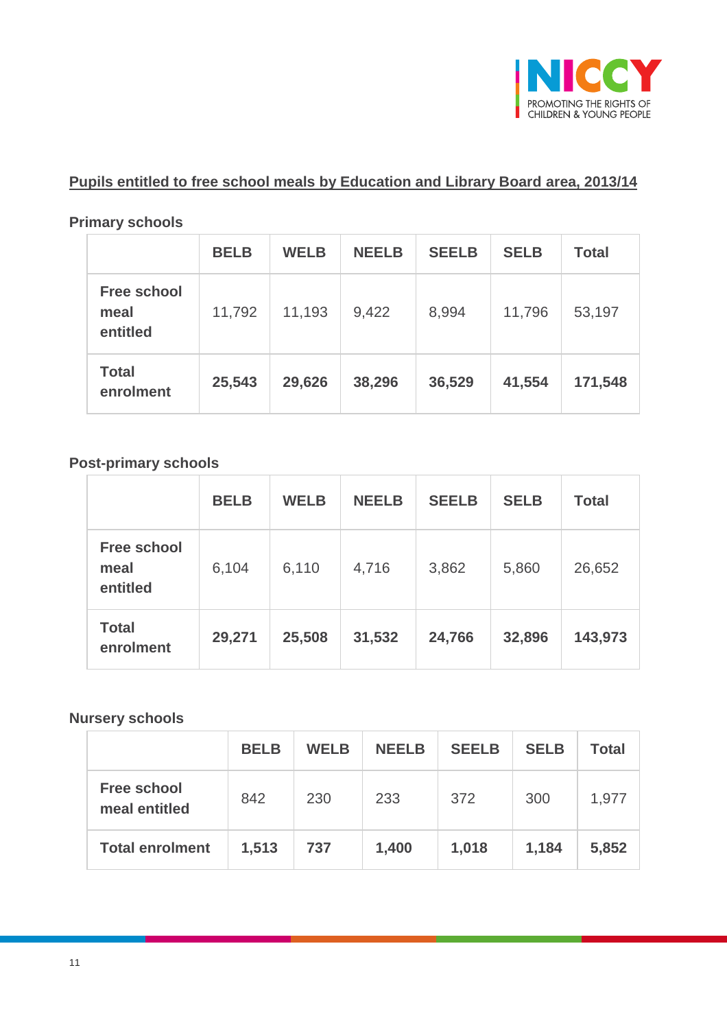## Pupils entitled to free school meals by Education and Library Board area, 2013/14

### Primary schools

| | BELB | WELB | NEELB | SEELB | SELB | Total |
|---|---|---|---|---|---|---|
| **Free school meal entitled** | 11,792 | 11,193 | 9,422 | 8,994 | 11,796 | 53,197 |
| **Total enrolment** | **25,543** | **29,626** | **38,296** | **36,529** | **41,554** | **171,548** |

### Post-primary schools

| | BELB | WELB | NEELB | SEELB | SELB | Total |
|---|---|---|---|---|---|---|
| **Free school meal entitled** | 6,104 | 6,110 | 4,716 | 3,862 | 5,860 | 26,652 |
| **Total enrolment** | **29,271** | **25,508** | **31,532** | **24,766** | **32,896** | **143,973** |

### Nursery schools

| | BELB | WELB | NEELB | SEELB | SELB | Total |
|---|---|---|---|---|---|---|
| **Free school meal entitled** | 842 | 230 | 233 | 372 | 300 | 1,977 |
| **Total enrolment** | **1,513** | **737** | **1,400** | **1,018** | **1,184** | **5,852** |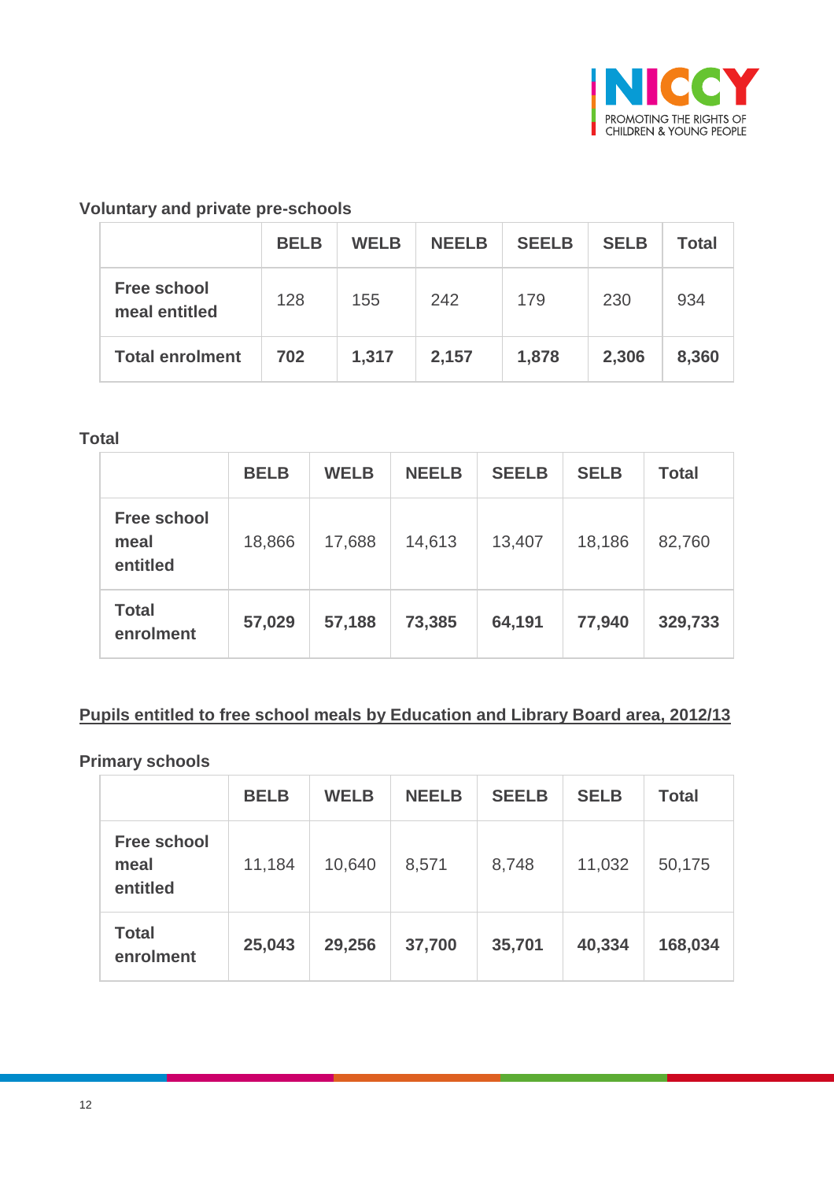### Voluntary and private pre-schools

| | BELB | WELB | NEELB | SEELB | SELB | Total |
|---|---|---|---|---|---|---|
| **Free school meal entitled** | 128 | 155 | 242 | 179 | 230 | 934 |
| **Total enrolment** | **702** | **1,317** | **2,157** | **1,878** | **2,306** | **8,360** |

### Total

| | BELB | WELB | NEELB | SEELB | SELB | Total |
|---|---|---|---|---|---|---|
| **Free school meal entitled** | 18,866 | 17,688 | 14,613 | 13,407 | 18,186 | 82,760 |
| **Total enrolment** | **57,029** | **57,188** | **73,385** | **64,191** | **77,940** | **329,733** |

## Pupils entitled to free school meals by Education and Library Board area, 2012/13

### Primary schools

| | BELB | WELB | NEELB | SEELB | SELB | Total |
|---|---|---|---|---|---|---|
| **Free school meal entitled** | 11,184 | 10,640 | 8,571 | 8,748 | 11,032 | 50,175 |
| **Total enrolment** | **25,043** | **29,256** | **37,700** | **35,701** | **40,334** | **168,034** |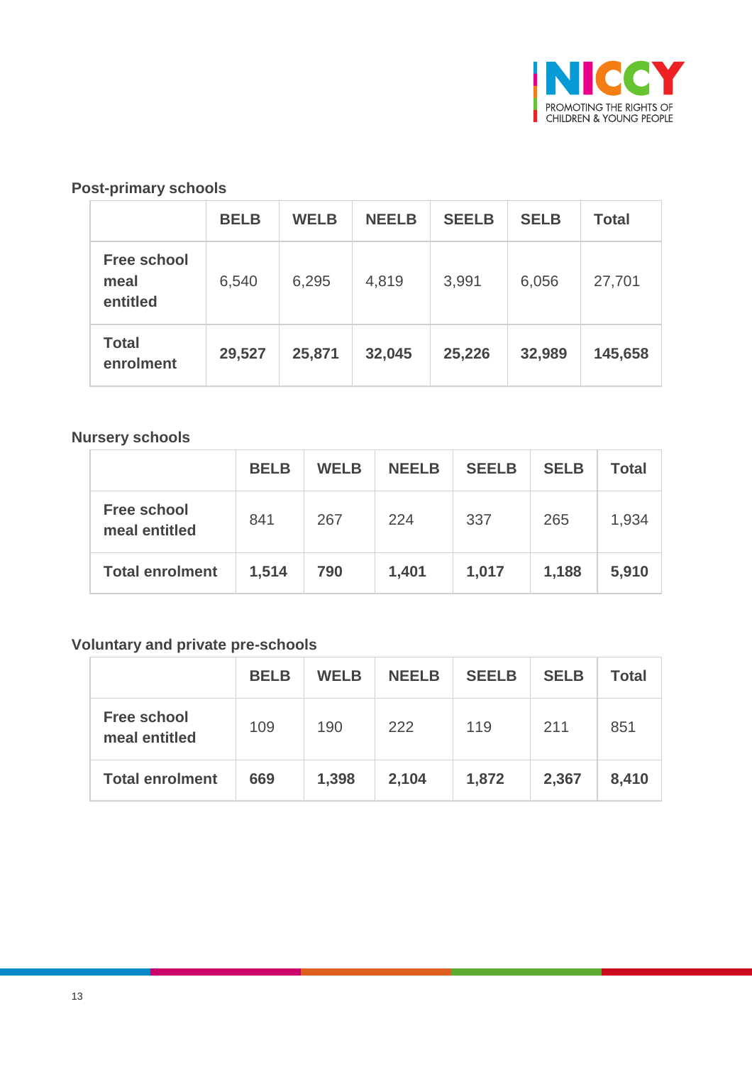**Post-primary schools**

| | BELB | WELB | NEELB | SEELB | SELB | Total |
|---|---|---|---|---|---|---|
| **Free school meal entitled** | 6,540 | 6,295 | 4,819 | 3,991 | 6,056 | 27,701 |
| **Total enrolment** | **29,527** | **25,871** | **32,045** | **25,226** | **32,989** | **145,658** |

**Nursery schools**

| | BELB | WELB | NEELB | SEELB | SELB | Total |
|---|---|---|---|---|---|---|
| **Free school meal entitled** | 841 | 267 | 224 | 337 | 265 | 1,934 |
| **Total enrolment** | **1,514** | **790** | **1,401** | **1,017** | **1,188** | **5,910** |

**Voluntary and private pre-schools**

| | BELB | WELB | NEELB | SEELB | SELB | Total |
|---|---|---|---|---|---|---|
| **Free school meal entitled** | 109 | 190 | 222 | 119 | 211 | 851 |
| **Total enrolment** | **669** | **1,398** | **2,104** | **1,872** | **2,367** | **8,410** |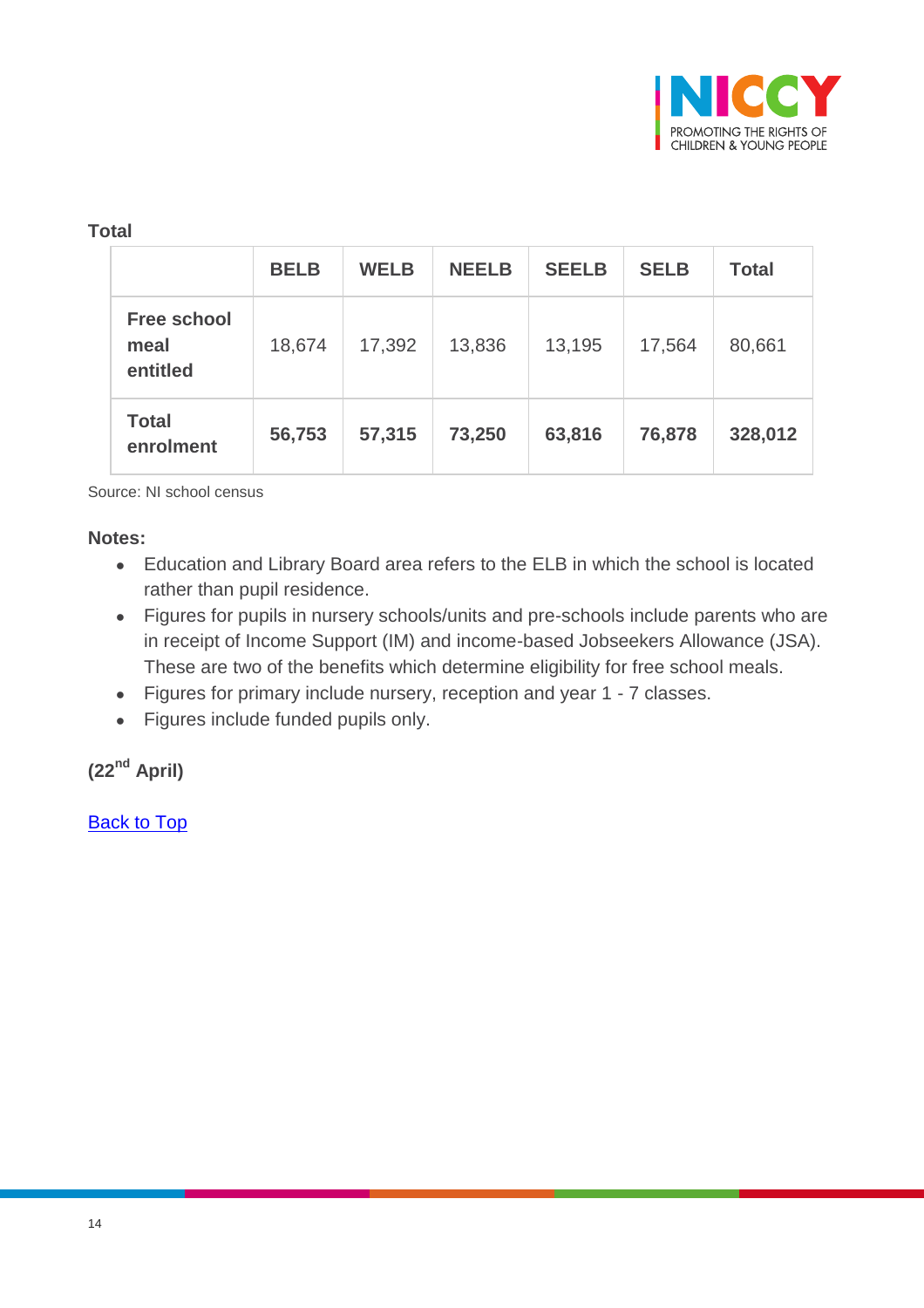**Total**

| | BELB | WELB | NEELB | SEELB | SELB | Total |
|---|---|---|---|---|---|---|
| **Free school meal entitled** | 18,674 | 17,392 | 13,836 | 13,195 | 17,564 | 80,661 |
| **Total enrolment** | **56,753** | **57,315** | **73,250** | **63,816** | **76,878** | **328,012** |

Source: NI school census

**Notes:**

- Education and Library Board area refers to the ELB in which the school is located rather than pupil residence.
- Figures for pupils in nursery schools/units and pre-schools include parents who are in receipt of Income Support (IM) and income-based Jobseekers Allowance (JSA). These are two of the benefits which determine eligibility for free school meals.
- Figures for primary include nursery, reception and year 1 - 7 classes.
- Figures include funded pupils only.

**(22nd April)**

Back to Top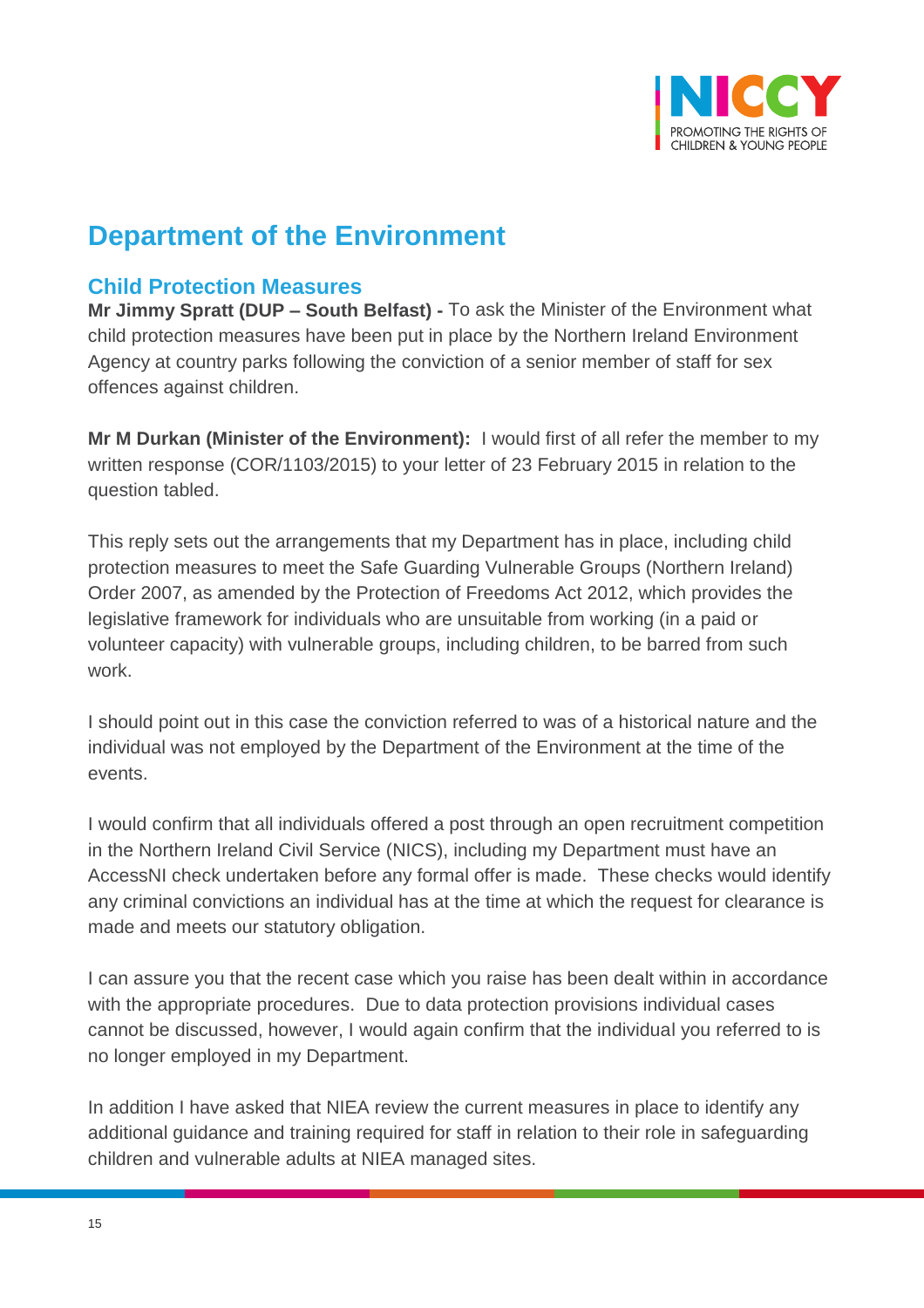# Department of the Environment

## Child Protection Measures

**Mr Jimmy Spratt (DUP – South Belfast) -** To ask the Minister of the Environment what child protection measures have been put in place by the Northern Ireland Environment Agency at country parks following the conviction of a senior member of staff for sex offences against children.

**Mr M Durkan (Minister of the Environment):** I would first of all refer the member to my written response (COR/1103/2015) to your letter of 23 February 2015 in relation to the question tabled.

This reply sets out the arrangements that my Department has in place, including child protection measures to meet the Safe Guarding Vulnerable Groups (Northern Ireland) Order 2007, as amended by the Protection of Freedoms Act 2012, which provides the legislative framework for individuals who are unsuitable from working (in a paid or volunteer capacity) with vulnerable groups, including children, to be barred from such work.

I should point out in this case the conviction referred to was of a historical nature and the individual was not employed by the Department of the Environment at the time of the events.

I would confirm that all individuals offered a post through an open recruitment competition in the Northern Ireland Civil Service (NICS), including my Department must have an AccessNI check undertaken before any formal offer is made. These checks would identify any criminal convictions an individual has at the time at which the request for clearance is made and meets our statutory obligation.

I can assure you that the recent case which you raise has been dealt within in accordance with the appropriate procedures. Due to data protection provisions individual cases cannot be discussed, however, I would again confirm that the individual you referred to is no longer employed in my Department.

In addition I have asked that NIEA review the current measures in place to identify any additional guidance and training required for staff in relation to their role in safeguarding children and vulnerable adults at NIEA managed sites.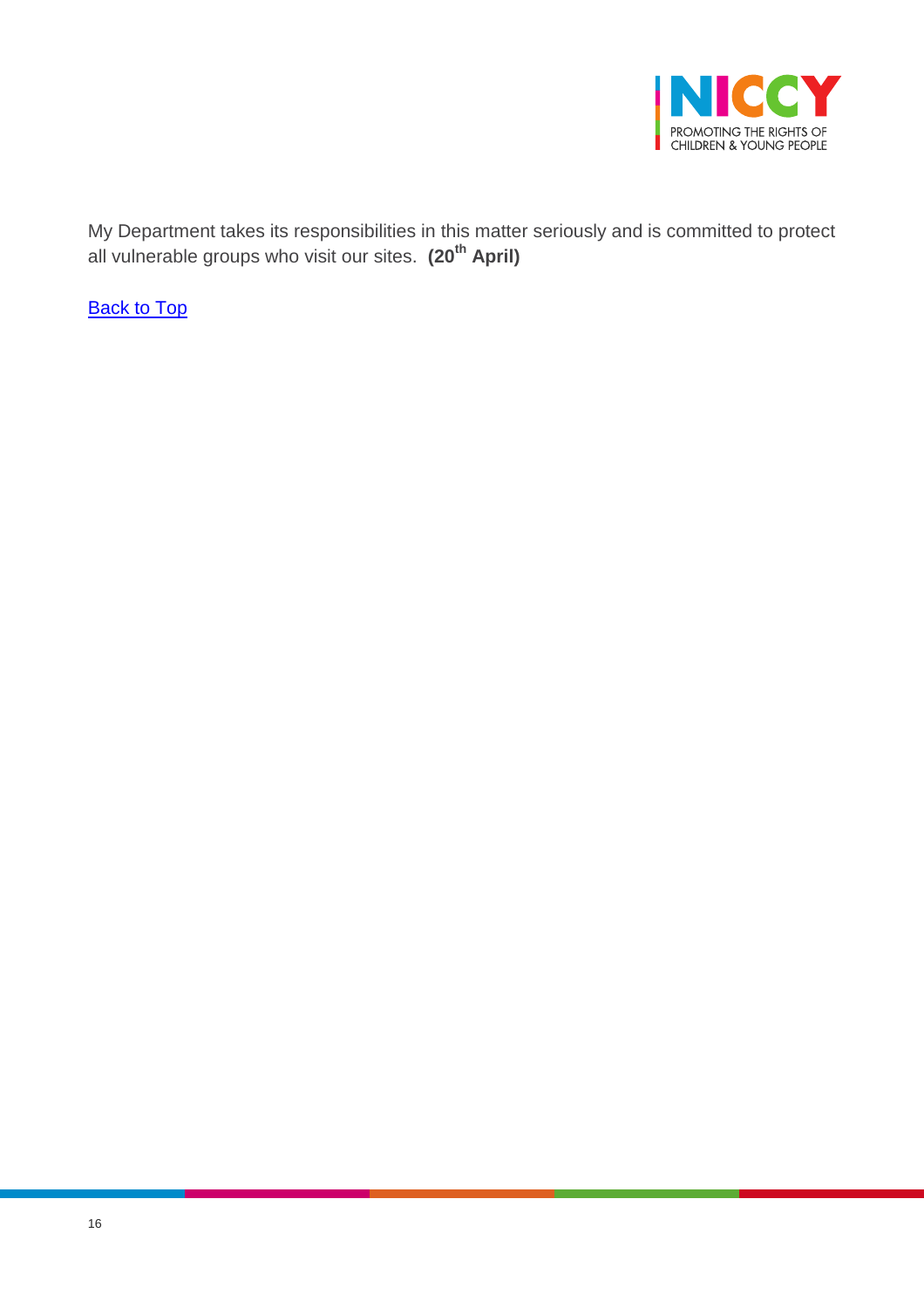My Department takes its responsibilities in this matter seriously and is committed to protect all vulnerable groups who visit our sites. **(20th April)**

Back to Top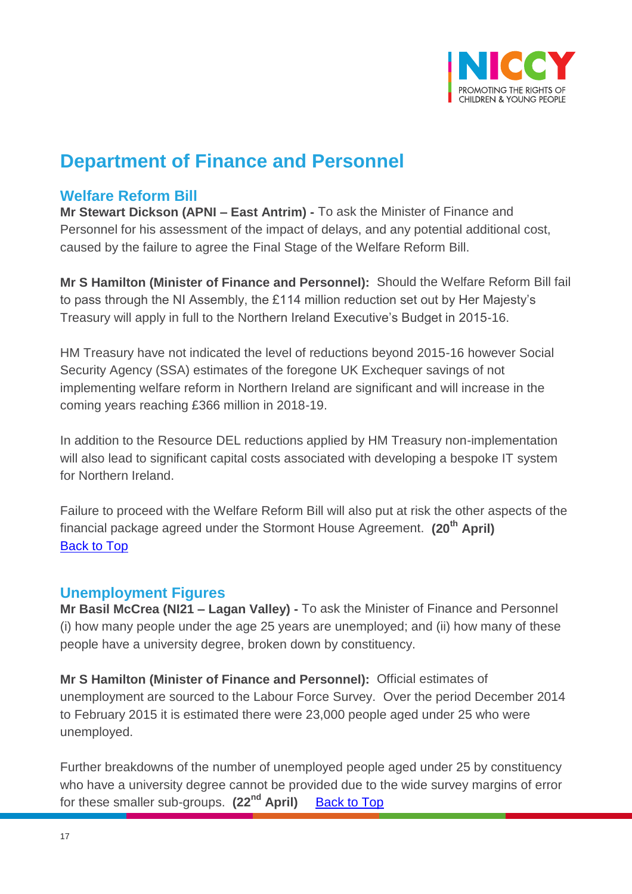# Department of Finance and Personnel

## Welfare Reform Bill

**Mr Stewart Dickson (APNI – East Antrim) -** To ask the Minister of Finance and Personnel for his assessment of the impact of delays, and any potential additional cost, caused by the failure to agree the Final Stage of the Welfare Reform Bill.

**Mr S Hamilton (Minister of Finance and Personnel):** Should the Welfare Reform Bill fail to pass through the NI Assembly, the £114 million reduction set out by Her Majesty's Treasury will apply in full to the Northern Ireland Executive's Budget in 2015-16.

HM Treasury have not indicated the level of reductions beyond 2015-16 however Social Security Agency (SSA) estimates of the foregone UK Exchequer savings of not implementing welfare reform in Northern Ireland are significant and will increase in the coming years reaching £366 million in 2018-19.

In addition to the Resource DEL reductions applied by HM Treasury non-implementation will also lead to significant capital costs associated with developing a bespoke IT system for Northern Ireland.

Failure to proceed with the Welfare Reform Bill will also put at risk the other aspects of the financial package agreed under the Stormont House Agreement. **(20th April)**
Back to Top

## Unemployment Figures

**Mr Basil McCrea (NI21 – Lagan Valley) -** To ask the Minister of Finance and Personnel (i) how many people under the age 25 years are unemployed; and (ii) how many of these people have a university degree, broken down by constituency.

**Mr S Hamilton (Minister of Finance and Personnel):** Official estimates of unemployment are sourced to the Labour Force Survey. Over the period December 2014 to February 2015 it is estimated there were 23,000 people aged under 25 who were unemployed.

Further breakdowns of the number of unemployed people aged under 25 by constituency who have a university degree cannot be provided due to the wide survey margins of error for these smaller sub-groups. **(22nd April)** Back to Top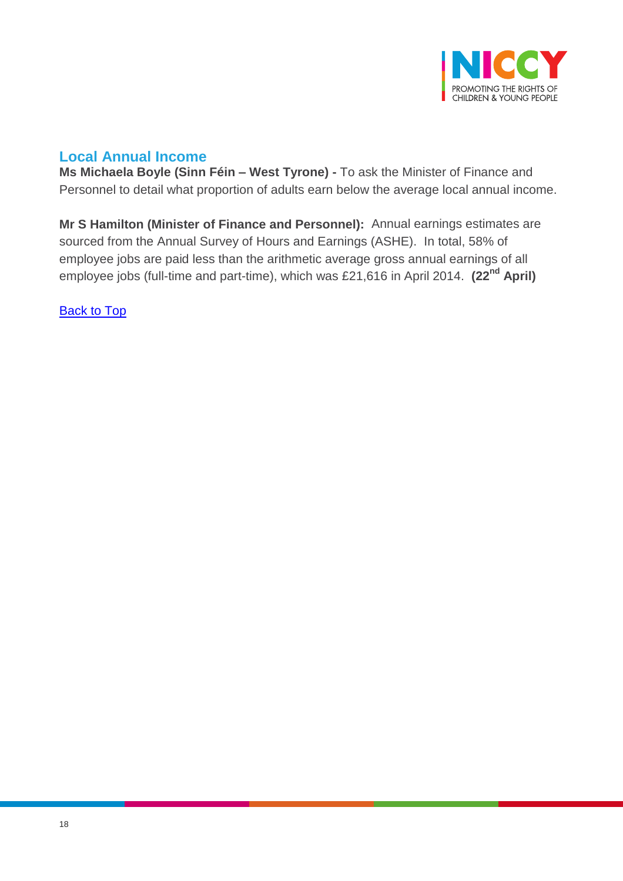## Local Annual Income

**Ms Michaela Boyle (Sinn Féin – West Tyrone) -** To ask the Minister of Finance and Personnel to detail what proportion of adults earn below the average local annual income.

**Mr S Hamilton (Minister of Finance and Personnel):** Annual earnings estimates are sourced from the Annual Survey of Hours and Earnings (ASHE). In total, 58% of employee jobs are paid less than the arithmetic average gross annual earnings of all employee jobs (full-time and part-time), which was £21,616 in April 2014. **(22nd April)**

Back to Top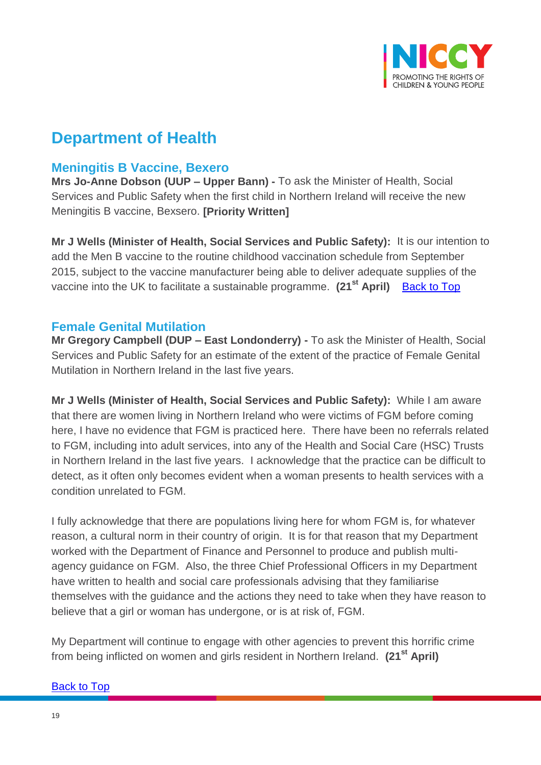# Department of Health

## Meningitis B Vaccine, Bexero

**Mrs Jo-Anne Dobson (UUP – Upper Bann) -** To ask the Minister of Health, Social Services and Public Safety when the first child in Northern Ireland will receive the new Meningitis B vaccine, Bexsero. **[Priority Written]**

**Mr J Wells (Minister of Health, Social Services and Public Safety):** It is our intention to add the Men B vaccine to the routine childhood vaccination schedule from September 2015, subject to the vaccine manufacturer being able to deliver adequate supplies of the vaccine into the UK to facilitate a sustainable programme. **(21st April)** Back to Top

## Female Genital Mutilation

**Mr Gregory Campbell (DUP – East Londonderry) -** To ask the Minister of Health, Social Services and Public Safety for an estimate of the extent of the practice of Female Genital Mutilation in Northern Ireland in the last five years.

**Mr J Wells (Minister of Health, Social Services and Public Safety):** While I am aware that there are women living in Northern Ireland who were victims of FGM before coming here, I have no evidence that FGM is practiced here. There have been no referrals related to FGM, including into adult services, into any of the Health and Social Care (HSC) Trusts in Northern Ireland in the last five years. I acknowledge that the practice can be difficult to detect, as it often only becomes evident when a woman presents to health services with a condition unrelated to FGM.

I fully acknowledge that there are populations living here for whom FGM is, for whatever reason, a cultural norm in their country of origin. It is for that reason that my Department worked with the Department of Finance and Personnel to produce and publish multi-agency guidance on FGM. Also, the three Chief Professional Officers in my Department have written to health and social care professionals advising that they familiarise themselves with the guidance and the actions they need to take when they have reason to believe that a girl or woman has undergone, or is at risk of, FGM.

My Department will continue to engage with other agencies to prevent this horrific crime from being inflicted on women and girls resident in Northern Ireland. **(21st April)**

Back to Top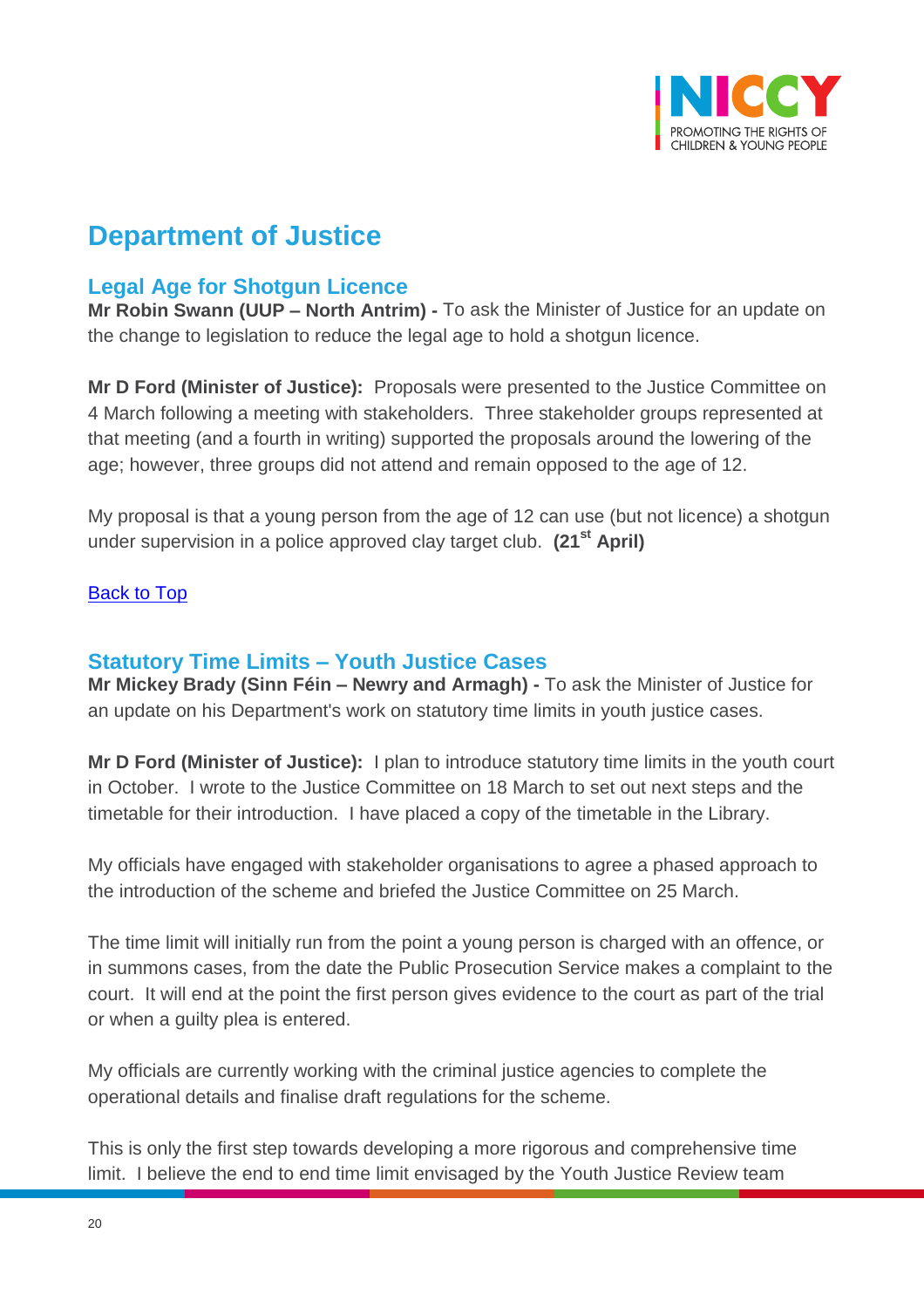# Department of Justice

## Legal Age for Shotgun Licence

**Mr Robin Swann (UUP – North Antrim) -** To ask the Minister of Justice for an update on the change to legislation to reduce the legal age to hold a shotgun licence.

**Mr D Ford (Minister of Justice):** Proposals were presented to the Justice Committee on 4 March following a meeting with stakeholders. Three stakeholder groups represented at that meeting (and a fourth in writing) supported the proposals around the lowering of the age; however, three groups did not attend and remain opposed to the age of 12.

My proposal is that a young person from the age of 12 can use (but not licence) a shotgun under supervision in a police approved clay target club. **(21st April)**

[Back to Top]

## Statutory Time Limits – Youth Justice Cases

**Mr Mickey Brady (Sinn Féin – Newry and Armagh) -** To ask the Minister of Justice for an update on his Department's work on statutory time limits in youth justice cases.

**Mr D Ford (Minister of Justice):** I plan to introduce statutory time limits in the youth court in October. I wrote to the Justice Committee on 18 March to set out next steps and the timetable for their introduction. I have placed a copy of the timetable in the Library.

My officials have engaged with stakeholder organisations to agree a phased approach to the introduction of the scheme and briefed the Justice Committee on 25 March.

The time limit will initially run from the point a young person is charged with an offence, or in summons cases, from the date the Public Prosecution Service makes a complaint to the court. It will end at the point the first person gives evidence to the court as part of the trial or when a guilty plea is entered.

My officials are currently working with the criminal justice agencies to complete the operational details and finalise draft regulations for the scheme.

This is only the first step towards developing a more rigorous and comprehensive time limit. I believe the end to end time limit envisaged by the Youth Justice Review team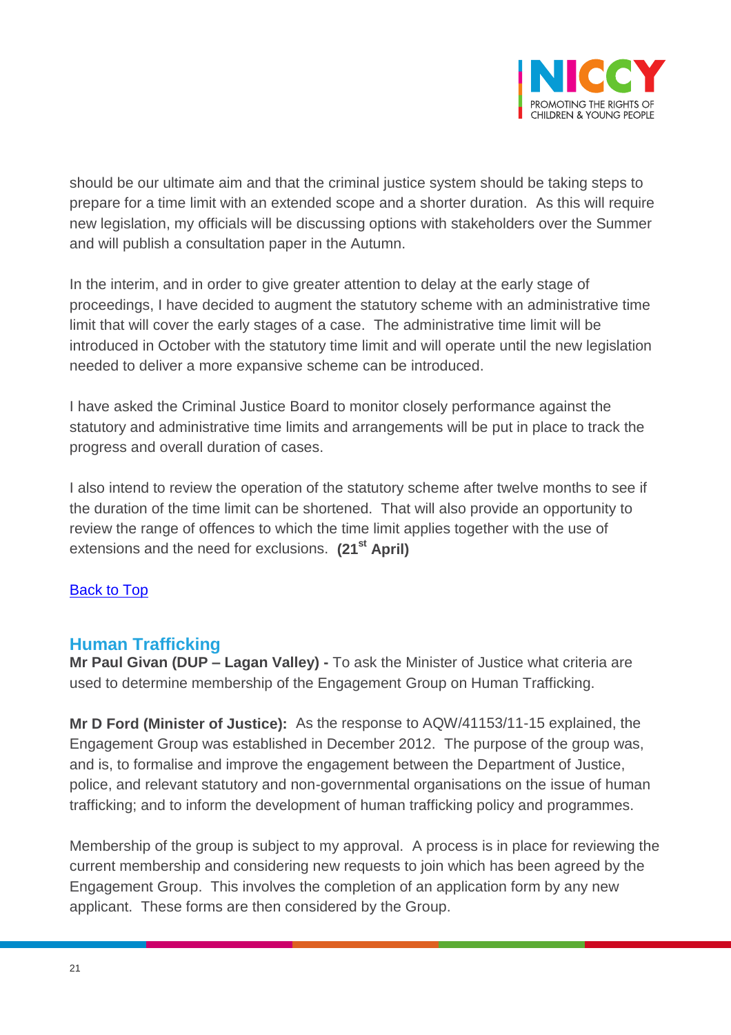should be our ultimate aim and that the criminal justice system should be taking steps to prepare for a time limit with an extended scope and a shorter duration. As this will require new legislation, my officials will be discussing options with stakeholders over the Summer and will publish a consultation paper in the Autumn.

In the interim, and in order to give greater attention to delay at the early stage of proceedings, I have decided to augment the statutory scheme with an administrative time limit that will cover the early stages of a case. The administrative time limit will be introduced in October with the statutory time limit and will operate until the new legislation needed to deliver a more expansive scheme can be introduced.

I have asked the Criminal Justice Board to monitor closely performance against the statutory and administrative time limits and arrangements will be put in place to track the progress and overall duration of cases.

I also intend to review the operation of the statutory scheme after twelve months to see if the duration of the time limit can be shortened. That will also provide an opportunity to review the range of offences to which the time limit applies together with the use of extensions and the need for exclusions. **(21st April)**

Back to Top

## Human Trafficking

**Mr Paul Givan (DUP – Lagan Valley) -** To ask the Minister of Justice what criteria are used to determine membership of the Engagement Group on Human Trafficking.

**Mr D Ford (Minister of Justice):** As the response to AQW/41153/11-15 explained, the Engagement Group was established in December 2012. The purpose of the group was, and is, to formalise and improve the engagement between the Department of Justice, police, and relevant statutory and non-governmental organisations on the issue of human trafficking; and to inform the development of human trafficking policy and programmes.

Membership of the group is subject to my approval. A process is in place for reviewing the current membership and considering new requests to join which has been agreed by the Engagement Group. This involves the completion of an application form by any new applicant. These forms are then considered by the Group.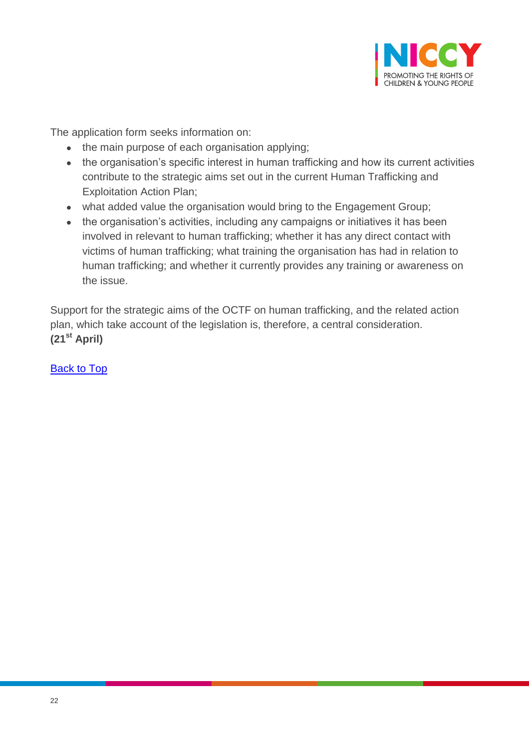The application form seeks information on:

- the main purpose of each organisation applying;
- the organisation's specific interest in human trafficking and how its current activities contribute to the strategic aims set out in the current Human Trafficking and Exploitation Action Plan;
- what added value the organisation would bring to the Engagement Group;
- the organisation's activities, including any campaigns or initiatives it has been involved in relevant to human trafficking; whether it has any direct contact with victims of human trafficking; what training the organisation has had in relation to human trafficking; and whether it currently provides any training or awareness on the issue.

Support for the strategic aims of the OCTF on human trafficking, and the related action plan, which take account of the legislation is, therefore, a central consideration.
**(21st April)**

Back to Top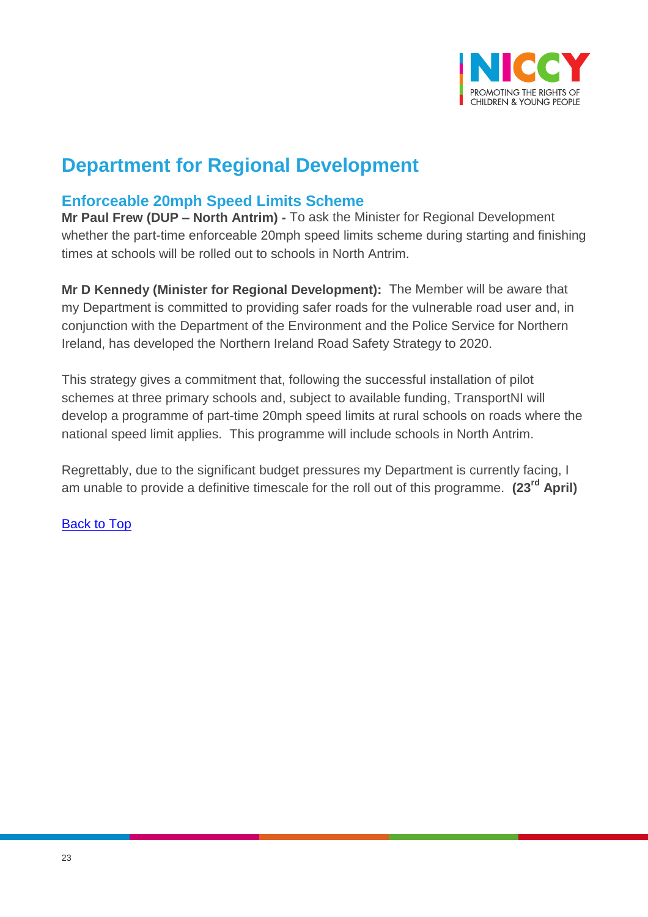## Department for Regional Development

### Enforceable 20mph Speed Limits Scheme

**Mr Paul Frew (DUP – North Antrim) -** To ask the Minister for Regional Development whether the part-time enforceable 20mph speed limits scheme during starting and finishing times at schools will be rolled out to schools in North Antrim.

**Mr D Kennedy (Minister for Regional Development):** The Member will be aware that my Department is committed to providing safer roads for the vulnerable road user and, in conjunction with the Department of the Environment and the Police Service for Northern Ireland, has developed the Northern Ireland Road Safety Strategy to 2020.

This strategy gives a commitment that, following the successful installation of pilot schemes at three primary schools and, subject to available funding, TransportNI will develop a programme of part-time 20mph speed limits at rural schools on roads where the national speed limit applies. This programme will include schools in North Antrim.

Regrettably, due to the significant budget pressures my Department is currently facing, I am unable to provide a definitive timescale for the roll out of this programme. **(23rd April)**

Back to Top